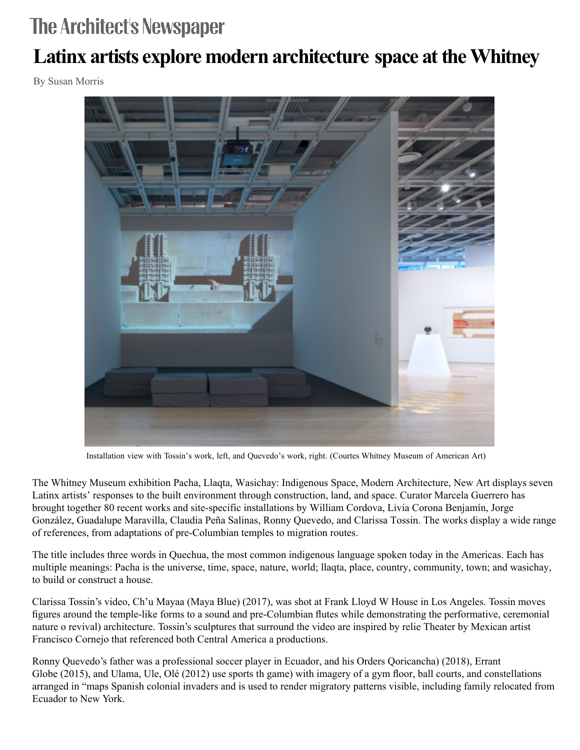The Architect's Newspaper

# Latinx artists explore modern architecture space at the Whitney

By Susan Morris

Installation view with Tossin's work, left, and Quevedo's work, right. (Courtes Whitney Museum of American Art)

The Whitney Museum exhibition Pacha, Llaqta, Wasichay: Indigenous Space, Modern Architecture, New Art displays seven Latinx artists' responses to the built environment through construction, land, and space. Curator Marcela Guerrero has brought together 80 recent works and site-specific installations by William Cordova, Livia Corona Benjamín, Jorge González, Guadalupe Maravilla, Claudia Peña Salinas, Ronny Quevedo, and Clarissa Tossin. The works display a wide range of references, from adaptations of pre-Columbian temples to migration routes.

The title includes three words in Quechua, the most common indigenous language spoken today in the Americas. Each has multiple meanings: Pacha is the universe, time, space, nature, world; llaqta, place, country, community, town; and wasichay, to build or construct a house.

Clarissa Tossin's video, Ch'u Mayaa (Maya Blue) (2017), was shot at Frank Lloyd W House in Los Angeles. Tossin moves figures around the temple-like forms to a sound and pre-Columbian flutes while demonstrating the performative, ceremonial nature o revival) architecture. Tossin's sculptures that surround the video are inspired by relie Theater by Mexican artist Francisco Cornejo that referenced both Central America a productions.

Ronny Quevedo's father was a professional soccer player in Ecuador, and his Orders Qoricancha) (2018), Errant Globe (2015), and Ulama, Ule, Olé (2012) use sports th game) with imagery of a gym floor, ball courts, and constellations arranged in "maps Spanish colonial invaders and is used to render migratory patterns visible, including family relocated from Ecuador to New York.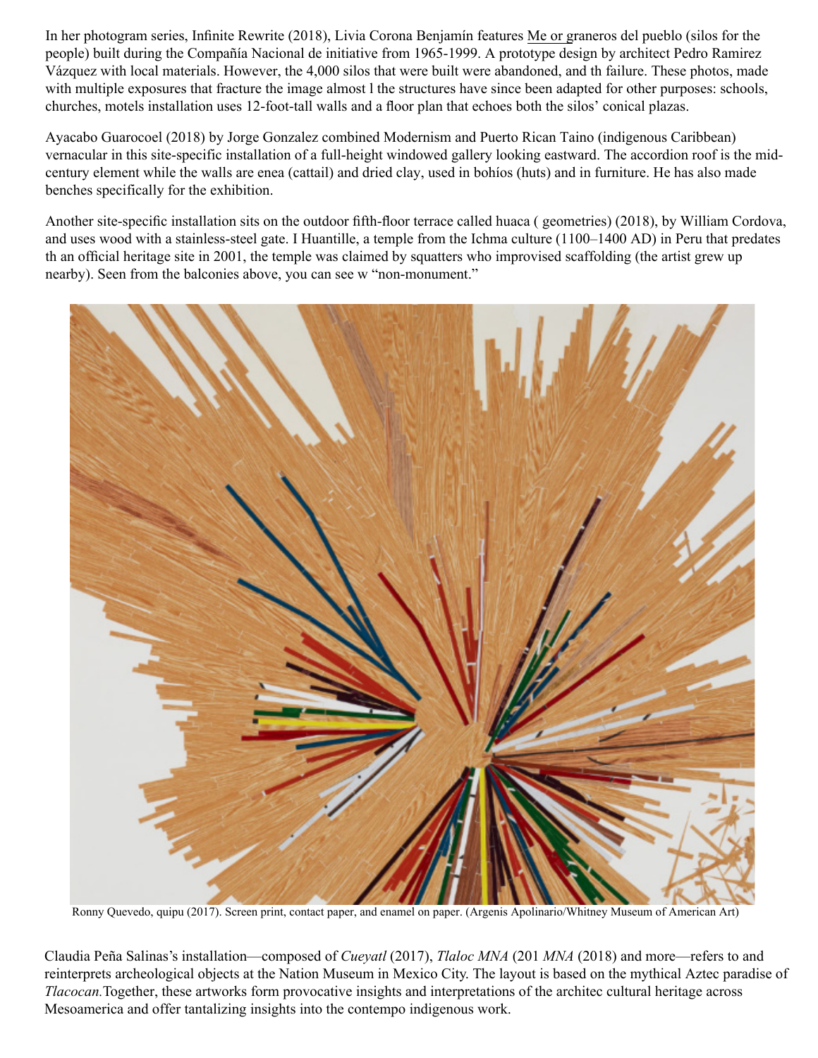In her photogram series, Infinite Rewrite (2018), Livia Corona Benjamín features Me or graneros del pueblo (silos for the people) built during the Compañía Nacional de initiative from 1965-1999. A prototype design by architect Pedro Ramirez Vázquez with local materials. However, the 4,000 silos that were built were abandoned, and th failure. These photos, made with multiple exposures that fracture the image almost l the structures have since been adapted for other purposes: schools, churches, motels installation uses 12-foot-tall walls and a floor plan that echoes both the silos' conical plazas.

Ayacabo Guarocoel (2018) by Jorge Gonzalez combined Modernism and Puerto Rican Taino (indigenous Caribbean) vernacular in this site-specific installation of a full-height windowed gallery looking eastward. The accordion roof is the mid-century element while the walls are enea (cattail) and dried clay, used in bohíos (huts) and in furniture. He has also made benches specifically for the exhibition.

Another site-specific installation sits on the outdoor fifth-floor terrace called huaca ( geometries) (2018), by William Cordova, and uses wood with a stainless-steel gate. I Huantille, a temple from the Ichma culture (1100–1400 AD) in Peru that predates th an official heritage site in 2001, the temple was claimed by squatters who improvised scaffolding (the artist grew up nearby). Seen from the balconies above, you can see w "non-monument."

Ronny Quevedo, quipu (2017). Screen print, contact paper, and enamel on paper. (Argenis Apolinario/Whitney Museum of American Art)

Claudia Peña Salinas's installation—composed of *Cueyatl* (2017), *Tlaloc MNA* (201 *MNA* (2018) and more—refers to and reinterprets archeological objects at the Nation Museum in Mexico City. The layout is based on the mythical Aztec paradise of *Tlacocan.*Together, these artworks form provocative insights and interpretations of the architec cultural heritage across Mesoamerica and offer tantalizing insights into the contempo indigenous work.